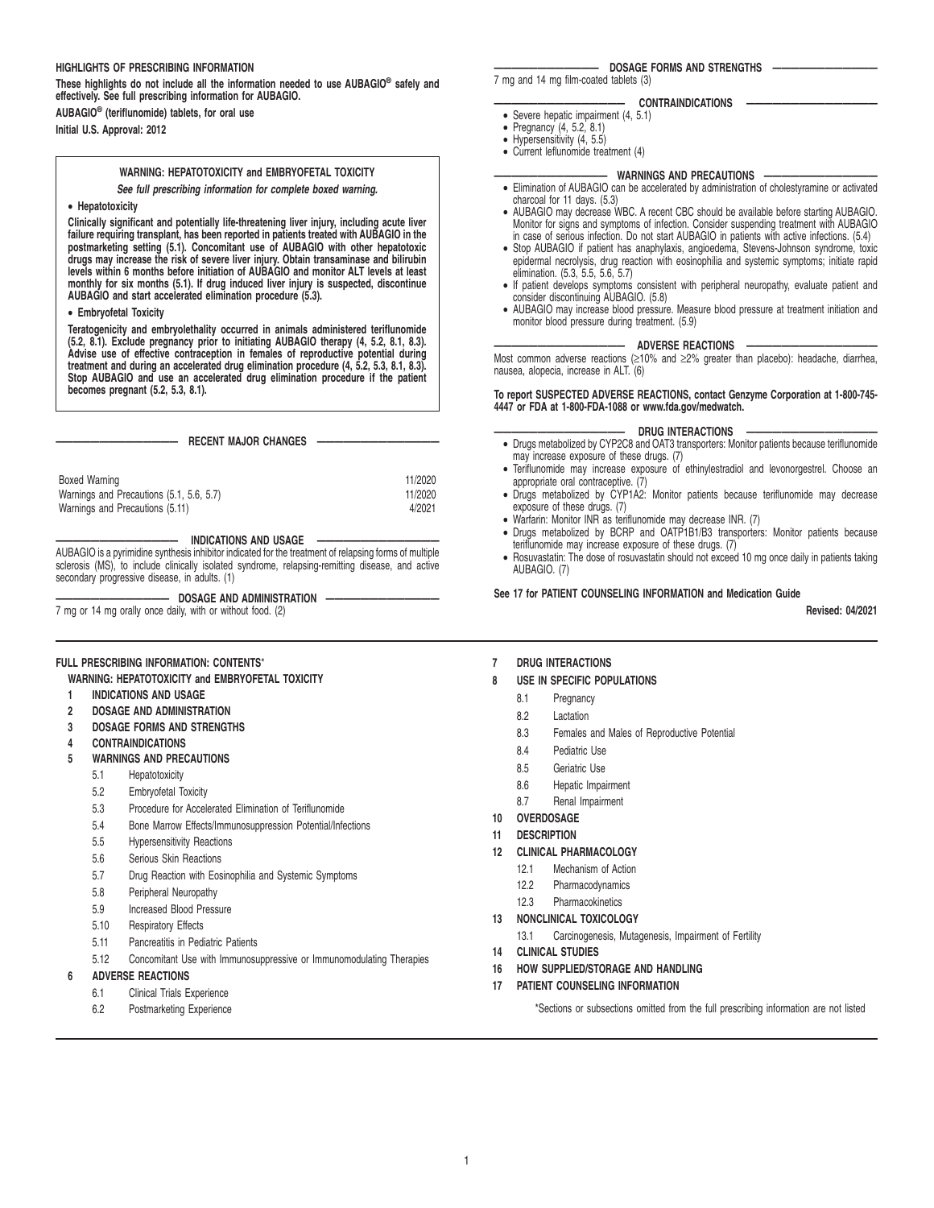**HIGHLIGHTS OF PRESCRIBING INFORMATION**

**These highlights do not include all the information needed to use AUBAGIO® safely and effectively. See full prescribing information for AUBAGIO.**

**AUBAGIO® (teriflunomide) tablets, for oral use**

**Initial U.S. Approval: 2012**

**WARNING: HEPATOTOXICITY and EMBRYOFETAL TOXICITY**

***See full prescribing information for complete boxed warning.***

- **Hepatotoxicity**

**Clinically significant and potentially life-threatening liver injury, including acute liver failure requiring transplant, has been reported in patients treated with AUBAGIO in the postmarketing setting (5.1). Concomitant use of AUBAGIO with other hepatotoxic drugs may increase the risk of severe liver injury. Obtain transaminase and bilirubin levels within 6 months before initiation of AUBAGIO and monitor ALT levels at least monthly for six months (5.1). If drug induced liver injury is suspected, discontinue AUBAGIO and start accelerated elimination procedure (5.3).**

- **Embryofetal Toxicity**

**Teratogenicity and embryolethality occurred in animals administered teriflunomide (5.2, 8.1). Exclude pregnancy prior to initiating AUBAGIO therapy (4, 5.2, 8.1, 8.3). Advise use of effective contraception in females of reproductive potential during treatment and during an accelerated drug elimination procedure (4, 5.2, 5.3, 8.1, 8.3). Stop AUBAGIO and use an accelerated drug elimination procedure if the patient becomes pregnant (5.2, 5.3, 8.1).**

**RECENT MAJOR CHANGES**

| | |
|---|---|
| Boxed Warning | 11/2020 |
| Warnings and Precautions (5.1, 5.6, 5.7) | 11/2020 |
| Warnings and Precautions (5.11) | 4/2021 |

**INDICATIONS AND USAGE**

AUBAGIO is a pyrimidine synthesis inhibitor indicated for the treatment of relapsing forms of multiple sclerosis (MS), to include clinically isolated syndrome, relapsing-remitting disease, and active secondary progressive disease, in adults. (1)

**DOSAGE AND ADMINISTRATION**

7 mg or 14 mg orally once daily, with or without food. (2)

**DOSAGE FORMS AND STRENGTHS**

7 mg and 14 mg film-coated tablets (3)

**CONTRAINDICATIONS**

- Severe hepatic impairment (4, 5.1)
- Pregnancy (4, 5.2, 8.1)
- Hypersensitivity (4, 5.5)
- Current leflunomide treatment (4)

**WARNINGS AND PRECAUTIONS**

- Elimination of AUBAGIO can be accelerated by administration of cholestyramine or activated charcoal for 11 days. (5.3)
- AUBAGIO may decrease WBC. A recent CBC should be available before starting AUBAGIO. Monitor for signs and symptoms of infection. Consider suspending treatment with AUBAGIO in case of serious infection. Do not start AUBAGIO in patients with active infections. (5.4)
- Stop AUBAGIO if patient has anaphylaxis, angioedema, Stevens-Johnson syndrome, toxic epidermal necrolysis, drug reaction with eosinophilia and systemic symptoms; initiate rapid elimination. (5.3, 5.5, 5.6, 5.7)
- If patient develops symptoms consistent with peripheral neuropathy, evaluate patient and consider discontinuing AUBAGIO. (5.8)
- AUBAGIO may increase blood pressure. Measure blood pressure at treatment initiation and monitor blood pressure during treatment. (5.9)

**ADVERSE REACTIONS**

Most common adverse reactions (≥10% and ≥2% greater than placebo): headache, diarrhea, nausea, alopecia, increase in ALT. (6)

**To report SUSPECTED ADVERSE REACTIONS, contact Genzyme Corporation at 1-800-745-4447 or FDA at 1-800-FDA-1088 or www.fda.gov/medwatch.**

**DRUG INTERACTIONS**

- Drugs metabolized by CYP2C8 and OAT3 transporters: Monitor patients because teriflunomide may increase exposure of these drugs. (7)
- Teriflunomide may increase exposure of ethinylestradiol and levonorgestrel. Choose an appropriate oral contraceptive. (7)
- Drugs metabolized by CYP1A2: Monitor patients because teriflunomide may decrease exposure of these drugs. (7)
- Warfarin: Monitor INR as teriflunomide may decrease INR. (7)
- Drugs metabolized by BCRP and OATP1B1/B3 transporters: Monitor patients because teriflunomide may increase exposure of these drugs. (7)
- Rosuvastatin: The dose of rosuvastatin should not exceed 10 mg once daily in patients taking AUBAGIO. (7)

**See 17 for PATIENT COUNSELING INFORMATION and Medication Guide**

**Revised: 04/2021**

**FULL PRESCRIBING INFORMATION: CONTENTS***

**WARNING: HEPATOTOXICITY and EMBRYOFETAL TOXICITY**

**1 INDICATIONS AND USAGE**

**2 DOSAGE AND ADMINISTRATION**

**3 DOSAGE FORMS AND STRENGTHS**

**4 CONTRAINDICATIONS**

**5 WARNINGS AND PRECAUTIONS**

- 5.1 Hepatotoxicity
- 5.2 Embryofetal Toxicity
- 5.3 Procedure for Accelerated Elimination of Teriflunomide
- 5.4 Bone Marrow Effects/Immunosuppression Potential/Infections
- 5.5 Hypersensitivity Reactions
- 5.6 Serious Skin Reactions
- 5.7 Drug Reaction with Eosinophilia and Systemic Symptoms
- 5.8 Peripheral Neuropathy
- 5.9 Increased Blood Pressure
- 5.10 Respiratory Effects
- 5.11 Pancreatitis in Pediatric Patients
- 5.12 Concomitant Use with Immunosuppressive or Immunomodulating Therapies

**6 ADVERSE REACTIONS**

- 6.1 Clinical Trials Experience
- 6.2 Postmarketing Experience

**7 DRUG INTERACTIONS**

**8 USE IN SPECIFIC POPULATIONS**

- 8.1 Pregnancy
- 8.2 Lactation
- 8.3 Females and Males of Reproductive Potential
- 8.4 Pediatric Use
- 8.5 Geriatric Use
- 8.6 Hepatic Impairment
- 8.7 Renal Impairment

**10 OVERDOSAGE**

**11 DESCRIPTION**

**12 CLINICAL PHARMACOLOGY**

- 12.1 Mechanism of Action
- 12.2 Pharmacodynamics
- 12.3 Pharmacokinetics

**13 NONCLINICAL TOXICOLOGY**

- 13.1 Carcinogenesis, Mutagenesis, Impairment of Fertility

**14 CLINICAL STUDIES**

**16 HOW SUPPLIED/STORAGE AND HANDLING**

**17 PATIENT COUNSELING INFORMATION**

*Sections or subsections omitted from the full prescribing information are not listed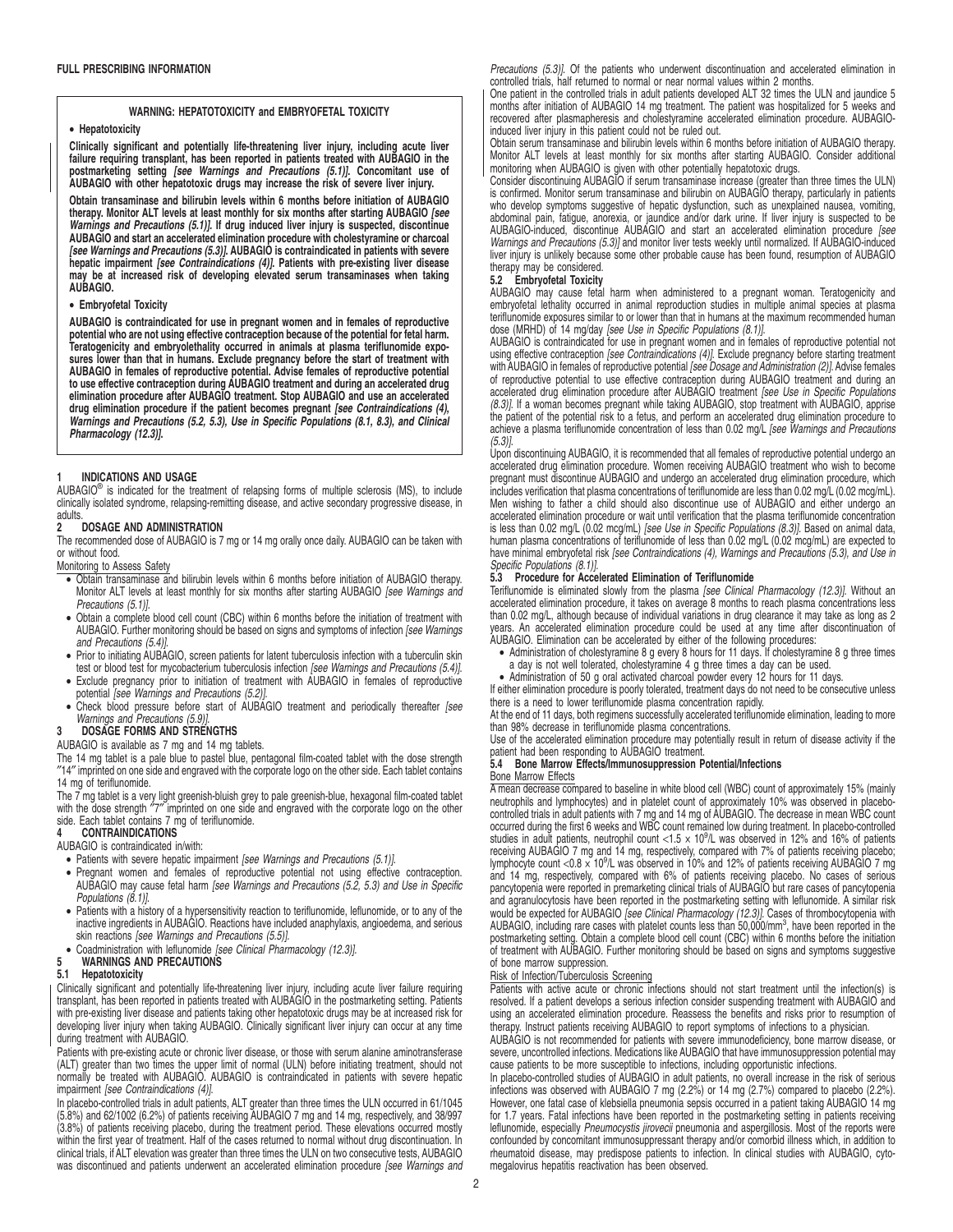## FULL PRESCRIBING INFORMATION

**WARNING: HEPATOTOXICITY and EMBRYOFETAL TOXICITY**

- **Hepatotoxicity**

**Clinically significant and potentially life-threatening liver injury, including acute liver failure requiring transplant, has been reported in patients treated with AUBAGIO in the postmarketing setting *[see Warnings and Precautions (5.1)]*. Concomitant use of AUBAGIO with other hepatotoxic drugs may increase the risk of severe liver injury.**

**Obtain transaminase and bilirubin levels within 6 months before initiation of AUBAGIO therapy. Monitor ALT levels at least monthly for six months after starting AUBAGIO *[see Warnings and Precautions (5.1)]*. If drug induced liver injury is suspected, discontinue AUBAGIO and start an accelerated elimination procedure with cholestyramine or charcoal *[see Warnings and Precautions (5.3)]*. AUBAGIO is contraindicated in patients with severe hepatic impairment *[see Contraindications (4)]*. Patients with pre-existing liver disease may be at increased risk of developing elevated serum transaminases when taking AUBAGIO.**

- **Embryofetal Toxicity**

**AUBAGIO is contraindicated for use in pregnant women and in females of reproductive potential who are not using effective contraception because of the potential for fetal harm. Teratogenicity and embryolethality occurred in animals at plasma teriflunomide exposures lower than that in humans. Exclude pregnancy before the start of treatment with AUBAGIO in females of reproductive potential. Advise females of reproductive potential to use effective contraception during AUBAGIO treatment and during an accelerated drug elimination procedure after AUBAGIO treatment. Stop AUBAGIO and use an accelerated drug elimination procedure if the patient becomes pregnant *[see Contraindications (4), Warnings and Precautions (5.2, 5.3), Use in Specific Populations (8.1, 8.3), and Clinical Pharmacology (12.3)]*.**

## 1 INDICATIONS AND USAGE

AUBAGIO® is indicated for the treatment of relapsing forms of multiple sclerosis (MS), to include clinically isolated syndrome, relapsing-remitting disease, and active secondary progressive disease, in adults.

## 2 DOSAGE AND ADMINISTRATION

The recommended dose of AUBAGIO is 7 mg or 14 mg orally once daily. AUBAGIO can be taken with or without food.

Monitoring to Assess Safety

- Obtain transaminase and bilirubin levels within 6 months before initiation of AUBAGIO therapy. Monitor ALT levels at least monthly for six months after starting AUBAGIO *[see Warnings and Precautions (5.1)]*.
- Obtain a complete blood cell count (CBC) within 6 months before the initiation of treatment with AUBAGIO. Further monitoring should be based on signs and symptoms of infection *[see Warnings and Precautions (5.4)]*.
- Prior to initiating AUBAGIO, screen patients for latent tuberculosis infection with a tuberculin skin test or blood test for mycobacterium tuberculosis infection *[see Warnings and Precautions (5.4)]*.
- Exclude pregnancy prior to initiation of treatment with AUBAGIO in females of reproductive potential *[see Warnings and Precautions (5.2)]*.
- Check blood pressure before start of AUBAGIO treatment and periodically thereafter *[see Warnings and Precautions (5.9)]*.

## 3 DOSAGE FORMS AND STRENGTHS

AUBAGIO is available as 7 mg and 14 mg tablets.

The 14 mg tablet is a pale blue to pastel blue, pentagonal film-coated tablet with the dose strength "14" imprinted on one side and engraved with the corporate logo on the other side. Each tablet contains 14 mg of teriflunomide.

The 7 mg tablet is a very light greenish-bluish grey to pale greenish-blue, hexagonal film-coated tablet with the dose strength "7" imprinted on one side and engraved with the corporate logo on the other side. Each tablet contains 7 mg of teriflunomide.

## 4 CONTRAINDICATIONS

AUBAGIO is contraindicated in/with:

- Patients with severe hepatic impairment *[see Warnings and Precautions (5.1)]*.
- Pregnant women and females of reproductive potential not using effective contraception. AUBAGIO may cause fetal harm *[see Warnings and Precautions (5.2, 5.3) and Use in Specific Populations (8.1)]*.
- Patients with a history of a hypersensitivity reaction to teriflunomide, leflunomide, or to any of the inactive ingredients in AUBAGIO. Reactions have included anaphylaxis, angioedema, and serious skin reactions *[see Warnings and Precautions (5.5)]*.
- Coadministration with leflunomide *[see Clinical Pharmacology (12.3)]*.

## 5 WARNINGS AND PRECAUTIONS

### 5.1 Hepatotoxicity

Clinically significant and potentially life-threatening liver injury, including acute liver failure requiring transplant, has been reported in patients treated with AUBAGIO in the postmarketing setting. Patients with pre-existing liver disease and patients taking other hepatotoxic drugs may be at increased risk for developing liver injury when taking AUBAGIO. Clinically significant liver injury can occur at any time during treatment with AUBAGIO.

Patients with pre-existing acute or chronic liver disease, or those with serum alanine aminotransferase (ALT) greater than two times the upper limit of normal (ULN) before initiating treatment, should not normally be treated with AUBAGIO. AUBAGIO is contraindicated in patients with severe hepatic impairment *[see Contraindications (4)]*.

In placebo-controlled trials in adult patients, ALT greater than three times the ULN occurred in 61/1045 (5.8%) and 62/1002 (6.2%) of patients receiving AUBAGIO 7 mg and 14 mg, respectively, and 38/997 (3.8%) of patients receiving placebo, during the treatment period. These elevations occurred mostly within the first year of treatment. Half of the cases returned to normal without drug discontinuation. In clinical trials, if ALT elevation was greater than three times the ULN on two consecutive tests, AUBAGIO was discontinued and patients underwent an accelerated elimination procedure *[see Warnings and Precautions (5.3)]*. Of the patients who underwent discontinuation and accelerated elimination in controlled trials, half returned to normal or near normal values within 2 months.

One patient in the controlled trials in adult patients developed ALT 32 times the ULN and jaundice 5 months after initiation of AUBAGIO 14 mg treatment. The patient was hospitalized for 5 weeks and recovered after plasmapheresis and cholestyramine accelerated elimination procedure. AUBAGIO-induced liver injury in this patient could not be ruled out.

Obtain serum transaminase and bilirubin levels within 6 months before initiation of AUBAGIO therapy. Monitor ALT levels at least monthly for six months after starting AUBAGIO. Consider additional monitoring when AUBAGIO is given with other potentially hepatotoxic drugs.

Consider discontinuing AUBAGIO if serum transaminase increase (greater than three times the ULN) is confirmed. Monitor serum transaminase and bilirubin on AUBAGIO therapy, particularly in patients who develop symptoms suggestive of hepatic dysfunction, such as unexplained nausea, vomiting, abdominal pain, fatigue, anorexia, or jaundice and/or dark urine. If liver injury is suspected to be AUBAGIO-induced, discontinue AUBAGIO and start an accelerated elimination procedure *[see Warnings and Precautions (5.3)]* and monitor liver tests weekly until normalized. If AUBAGIO-induced liver injury is unlikely because some other probable cause has been found, resumption of AUBAGIO therapy may be considered.

### 5.2 Embryofetal Toxicity

AUBAGIO may cause fetal harm when administered to a pregnant woman. Teratogenicity and embryofetal lethality occurred in animal reproduction studies in multiple animal species at plasma teriflunomide exposures similar to or lower than that in humans at the maximum recommended human dose (MRHD) of 14 mg/day *[see Use in Specific Populations (8.1)]*.

AUBAGIO is contraindicated for use in pregnant women and in females of reproductive potential not using effective contraception *[see Contraindications (4)]*. Exclude pregnancy before starting treatment with AUBAGIO in females of reproductive potential *[see Dosage and Administration (2)]*. Advise females of reproductive potential to use effective contraception during AUBAGIO treatment and during an accelerated drug elimination procedure after AUBAGIO treatment *[see Use in Specific Populations (8.3)]*. If a woman becomes pregnant while taking AUBAGIO, stop treatment with AUBAGIO, apprise the patient of the potential risk to a fetus, and perform an accelerated drug elimination procedure to achieve a plasma teriflunomide concentration of less than 0.02 mg/L *[see Warnings and Precautions (5.3)]*.

Upon discontinuing AUBAGIO, it is recommended that all females of reproductive potential undergo an accelerated drug elimination procedure. Women receiving AUBAGIO treatment who wish to become pregnant must discontinue AUBAGIO and undergo an accelerated drug elimination procedure, which includes verification that plasma concentrations of teriflunomide are less than 0.02 mg/L (0.02 mcg/mL). Men wishing to father a child should also discontinue use of AUBAGIO and either undergo an accelerated elimination procedure or wait until verification that the plasma teriflunomide concentration is less than 0.02 mg/L (0.02 mcg/mL) *[see Use in Specific Populations (8.3)]*. Based on animal data, human plasma concentrations of teriflunomide of less than 0.02 mg/L (0.02 mcg/mL) are expected to have minimal embryofetal risk *[see Contraindications (4), Warnings and Precautions (5.3), and Use in Specific Populations (8.1)]*.

### 5.3 Procedure for Accelerated Elimination of Teriflunomide

Teriflunomide is eliminated slowly from the plasma *[see Clinical Pharmacology (12.3)]*. Without an accelerated elimination procedure, it takes on average 8 months to reach plasma concentrations less than 0.02 mg/L, although because of individual variations in drug clearance it may take as long as 2 years. An accelerated elimination procedure could be used at any time after discontinuation of AUBAGIO. Elimination can be accelerated by either of the following procedures:

- Administration of cholestyramine 8 g every 8 hours for 11 days. If cholestyramine 8 g three times a day is not well tolerated, cholestyramine 4 g three times a day can be used.
- Administration of 50 g oral activated charcoal powder every 12 hours for 11 days.

If either elimination procedure is poorly tolerated, treatment days do not need to be consecutive unless there is a need to lower teriflunomide plasma concentration rapidly.

At the end of 11 days, both regimens successfully accelerated teriflunomide elimination, leading to more than 98% decrease in teriflunomide plasma concentrations.

Use of the accelerated elimination procedure may potentially result in return of disease activity if the patient had been responding to AUBAGIO treatment.

### 5.4 Bone Marrow Effects/Immunosuppression Potential/Infections

Bone Marrow Effects

A mean decrease compared to baseline in white blood cell (WBC) count of approximately 15% (mainly neutrophils and lymphocytes) and in platelet count of approximately 10% was observed in placebo-controlled trials in adult patients with 7 mg and 14 mg of AUBAGIO. The decrease in mean WBC count occurred during the first 6 weeks and WBC count remained low during treatment. In placebo-controlled studies in adult patients, neutrophil count $<1.5 \times 10^9$/L was observed in 12% and 16% of patients receiving AUBAGIO 7 mg and 14 mg, respectively, compared with 7% of patients receiving placebo; lymphocyte count $<0.8 \times 10^9$/L was observed in 10% and 12% of patients receiving AUBAGIO 7 mg and 14 mg, respectively, compared with 6% of patients receiving placebo. No cases of serious pancytopenia were reported in premarketing clinical trials of AUBAGIO but rare cases of pancytopenia and agranulocytosis have been reported in the postmarketing setting with leflunomide. A similar risk would be expected for AUBAGIO *[see Clinical Pharmacology (12.3)]*. Cases of thrombocytopenia with AUBAGIO, including rare cases with platelet counts less than 50,000/mm$^3$, have been reported in the postmarketing setting. Obtain a complete blood cell count (CBC) within 6 months before the initiation of treatment with AUBAGIO. Further monitoring should be based on signs and symptoms suggestive of bone marrow suppression.

Risk of Infection/Tuberculosis Screening

Patients with active acute or chronic infections should not start treatment until the infection(s) is resolved. If a patient develops a serious infection consider suspending treatment with AUBAGIO and using an accelerated elimination procedure. Reassess the benefits and risks prior to resumption of therapy. Instruct patients receiving AUBAGIO to report symptoms of infections to a physician.

AUBAGIO is not recommended for patients with severe immunodeficiency, bone marrow disease, or severe, uncontrolled infections. Medications like AUBAGIO that have immunosuppression potential may cause patients to be more susceptible to infections, including opportunistic infections.

In placebo-controlled studies of AUBAGIO in adult patients, no overall increase in the risk of serious infections was observed with AUBAGIO 7 mg (2.2%) or 14 mg (2.7%) compared to placebo (2.2%). However, one fatal case of klebsiella pneumonia sepsis occurred in a patient taking AUBAGIO 14 mg for 1.7 years. Fatal infections have been reported in the postmarketing setting in patients receiving leflunomide, especially *Pneumocystis jirovecii* pneumonia and aspergillosis. Most of the reports were confounded by concomitant immunosuppressant therapy and/or comorbid illness which, in addition to rheumatoid disease, may predispose patients to infection. In clinical studies with AUBAGIO, cytomegalovirus hepatitis reactivation has been observed.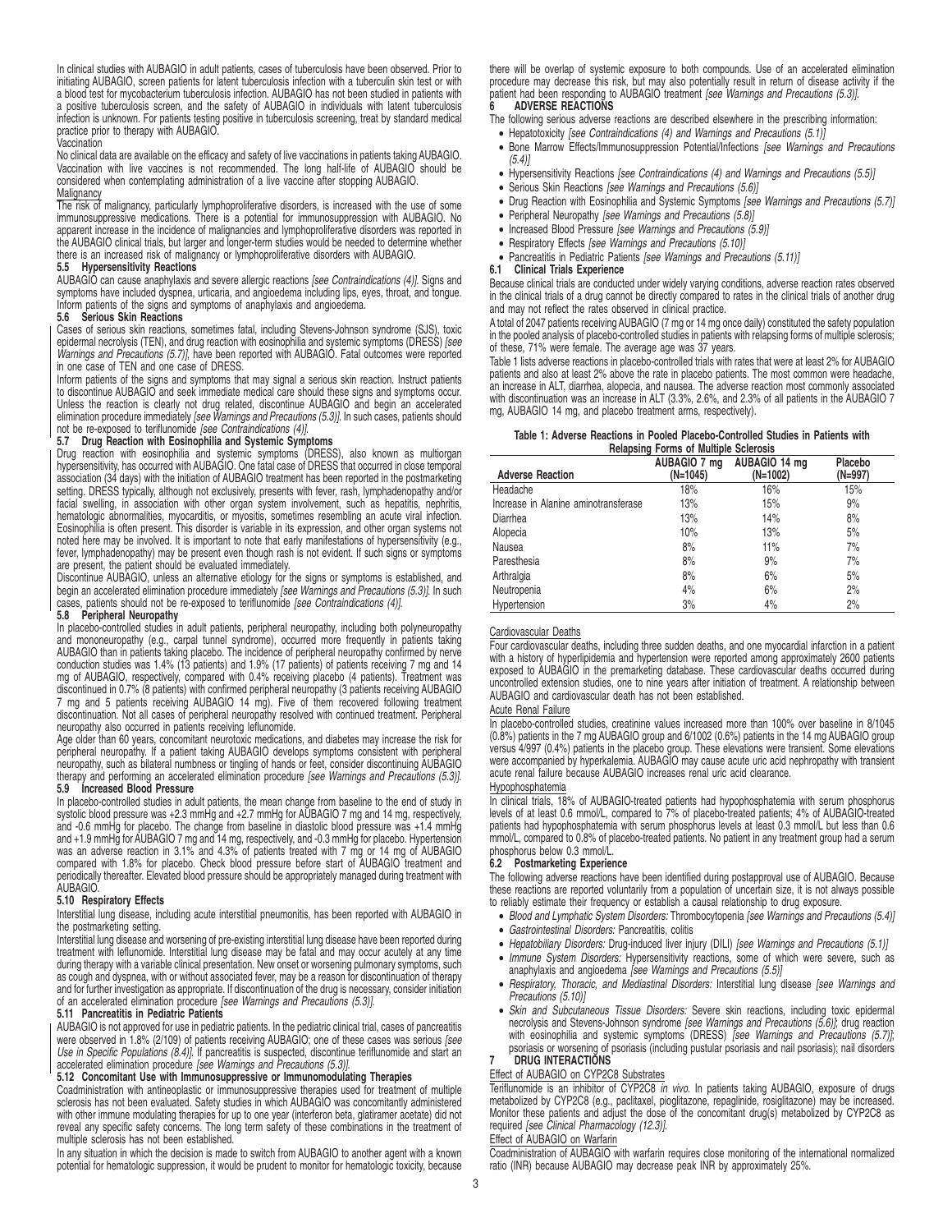In clinical studies with AUBAGIO in adult patients, cases of tuberculosis have been observed. Prior to initiating AUBAGIO, screen patients for latent tuberculosis infection with a tuberculin skin test or with a blood test for mycobacterium tuberculosis infection. AUBAGIO has not been studied in patients with a positive tuberculosis screen, and the safety of AUBAGIO in individuals with latent tuberculosis infection is unknown. For patients testing positive in tuberculosis screening, treat by standard medical practice prior to therapy with AUBAGIO.

Vaccination

No clinical data are available on the efficacy and safety of live vaccinations in patients taking AUBAGIO. Vaccination with live vaccines is not recommended. The long half-life of AUBAGIO should be considered when contemplating administration of a live vaccine after stopping AUBAGIO.

Malignancy

The risk of malignancy, particularly lymphoproliferative disorders, is increased with the use of some immunosuppressive medications. There is a potential for immunosuppression with AUBAGIO. No apparent increase in the incidence of malignancies and lymphoproliferative disorders was reported in the AUBAGIO clinical trials, but larger and longer-term studies would be needed to determine whether there is an increased risk of malignancy or lymphoproliferative disorders with AUBAGIO.

### 5.5 Hypersensitivity Reactions

AUBAGIO can cause anaphylaxis and severe allergic reactions *[see Contraindications (4)]*. Signs and symptoms have included dyspnea, urticaria, and angioedema including lips, eyes, throat, and tongue. Inform patients of the signs and symptoms of anaphylaxis and angioedema.

### 5.6 Serious Skin Reactions

Cases of serious skin reactions, sometimes fatal, including Stevens-Johnson syndrome (SJS), toxic epidermal necrolysis (TEN), and drug reaction with eosinophilia and systemic symptoms (DRESS) *[see Warnings and Precautions (5.7)]*, have been reported with AUBAGIO. Fatal outcomes were reported in one case of TEN and one case of DRESS.

Inform patients of the signs and symptoms that may signal a serious skin reaction. Instruct patients to discontinue AUBAGIO and seek immediate medical care should these signs and symptoms occur. Unless the reaction is clearly not drug related, discontinue AUBAGIO and begin an accelerated elimination procedure immediately *[see Warnings and Precautions (5.3)]*. In such cases, patients should not be re-exposed to teriflunomide *[see Contraindications (4)]*.

### 5.7 Drug Reaction with Eosinophilia and Systemic Symptoms

Drug reaction with eosinophilia and systemic symptoms (DRESS), also known as multiorgan hypersensitivity, has occurred with AUBAGIO. One fatal case of DRESS that occurred in close temporal association (34 days) with the initiation of AUBAGIO treatment has been reported in the postmarketing setting. DRESS typically, although not exclusively, presents with fever, rash, lymphadenopathy and/or facial swelling, in association with other organ system involvement, such as hepatitis, nephritis, hematologic abnormalities, myocarditis, or myositis, sometimes resembling an acute viral infection. Eosinophilia is often present. This disorder is variable in its expression, and other organ systems not noted here may be involved. It is important to note that early manifestations of hypersensitivity (e.g., fever, lymphadenopathy) may be present even though rash is not evident. If such signs or symptoms are present, the patient should be evaluated immediately.

Discontinue AUBAGIO, unless an alternative etiology for the signs or symptoms is established, and begin an accelerated elimination procedure immediately *[see Warnings and Precautions (5.3)]*. In such cases, patients should not be re-exposed to teriflunomide *[see Contraindications (4)]*.

### 5.8 Peripheral Neuropathy

In placebo-controlled studies in adult patients, peripheral neuropathy, including both polyneuropathy and mononeuropathy (e.g., carpal tunnel syndrome), occurred more frequently in patients taking AUBAGIO than in patients taking placebo. The incidence of peripheral neuropathy confirmed by nerve conduction studies was 1.4% (13 patients) and 1.9% (17 patients) of patients receiving 7 mg and 14 mg of AUBAGIO, respectively, compared with 0.4% receiving placebo (4 patients). Treatment was discontinued in 0.7% (8 patients) with confirmed peripheral neuropathy (3 patients receiving AUBAGIO 7 mg and 5 patients receiving AUBAGIO 14 mg). Five of them recovered following treatment discontinuation. Not all cases of peripheral neuropathy resolved with continued treatment. Peripheral neuropathy also occurred in patients receiving leflunomide.

Age older than 60 years, concomitant neurotoxic medications, and diabetes may increase the risk for peripheral neuropathy. If a patient taking AUBAGIO develops symptoms consistent with peripheral neuropathy, such as bilateral numbness or tingling of hands or feet, consider discontinuing AUBAGIO therapy and performing an accelerated elimination procedure *[see Warnings and Precautions (5.3)]*.

### 5.9 Increased Blood Pressure

In placebo-controlled studies in adult patients, the mean change from baseline to the end of study in systolic blood pressure was +2.3 mmHg and +2.7 mmHg for AUBAGIO 7 mg and 14 mg, respectively, and -0.6 mmHg for placebo. The change from baseline in diastolic blood pressure was +1.4 mmHg and +1.9 mmHg for AUBAGIO 7 mg and 14 mg, respectively, and -0.3 mmHg for placebo. Hypertension was an adverse reaction in 3.1% and 4.3% of patients treated with 7 mg or 14 mg of AUBAGIO compared with 1.8% for placebo. Check blood pressure before start of AUBAGIO treatment and periodically thereafter. Elevated blood pressure should be appropriately managed during treatment with AUBAGIO.

### 5.10 Respiratory Effects

Interstitial lung disease, including acute interstitial pneumonitis, has been reported with AUBAGIO in the postmarketing setting.

Interstitial lung disease and worsening of pre-existing interstitial lung disease have been reported during treatment with leflunomide. Interstitial lung disease may be fatal and may occur acutely at any time during therapy with a variable clinical presentation. New onset or worsening pulmonary symptoms, such as cough and dyspnea, with or without associated fever, may be a reason for discontinuation of therapy and for further investigation as appropriate. If discontinuation of the drug is necessary, consider initiation of an accelerated elimination procedure *[see Warnings and Precautions (5.3)]*.

### 5.11 Pancreatitis in Pediatric Patients

AUBAGIO is not approved for use in pediatric patients. In the pediatric clinical trial, cases of pancreatitis were observed in 1.8% (2/109) of patients receiving AUBAGIO; one of these cases was serious *[see Use in Specific Populations (8.4)]*. If pancreatitis is suspected, discontinue teriflunomide and start an accelerated elimination procedure *[see Warnings and Precautions (5.3)]*.

### 5.12 Concomitant Use with Immunosuppressive or Immunomodulating Therapies

Coadministration with antineoplastic or immunosuppressive therapies used for treatment of multiple sclerosis has not been evaluated. Safety studies in which AUBAGIO was concomitantly administered with other immune modulating therapies for up to one year (interferon beta, glatiramer acetate) did not reveal any specific safety concerns. The long term safety of these combinations in the treatment of multiple sclerosis has not been established.

In any situation in which the decision is made to switch from AUBAGIO to another agent with a known potential for hematologic suppression, it would be prudent to monitor for hematologic toxicity, because there will be overlap of systemic exposure to both compounds. Use of an accelerated elimination procedure may decrease this risk, but may also potentially result in return of disease activity if the patient had been responding to AUBAGIO treatment *[see Warnings and Precautions (5.3)]*.

## 6 ADVERSE REACTIONS

The following serious adverse reactions are described elsewhere in the prescribing information:

- Hepatotoxicity *[see Contraindications (4) and Warnings and Precautions (5.1)]*
- Bone Marrow Effects/Immunosuppression Potential/Infections *[see Warnings and Precautions (5.4)]*
- Hypersensitivity Reactions *[see Contraindications (4) and Warnings and Precautions (5.5)]*
- Serious Skin Reactions *[see Warnings and Precautions (5.6)]*
- Drug Reaction with Eosinophilia and Systemic Symptoms *[see Warnings and Precautions (5.7)]*
- Peripheral Neuropathy *[see Warnings and Precautions (5.8)]*
- Increased Blood Pressure *[see Warnings and Precautions (5.9)]*
- Respiratory Effects *[see Warnings and Precautions (5.10)]*
- Pancreatitis in Pediatric Patients *[see Warnings and Precautions (5.11)]*

### 6.1 Clinical Trials Experience

Because clinical trials are conducted under widely varying conditions, adverse reaction rates observed in the clinical trials of a drug cannot be directly compared to rates in the clinical trials of another drug and may not reflect the rates observed in clinical practice.

A total of 2047 patients receiving AUBAGIO (7 mg or 14 mg once daily) constituted the safety population in the pooled analysis of placebo-controlled studies in patients with relapsing forms of multiple sclerosis; of these, 71% were female. The average age was 37 years.

Table 1 lists adverse reactions in placebo-controlled trials with rates that were at least 2% for AUBAGIO patients and also at least 2% above the rate in placebo patients. The most common were headache, an increase in ALT, diarrhea, alopecia, and nausea. The adverse reaction most commonly associated with discontinuation was an increase in ALT (3.3%, 2.6%, and 2.3% of all patients in the AUBAGIO 7 mg, AUBAGIO 14 mg, and placebo treatment arms, respectively).

**Table 1: Adverse Reactions in Pooled Placebo-Controlled Studies in Patients with Relapsing Forms of Multiple Sclerosis**

| Adverse Reaction | AUBAGIO 7 mg (N=1045) | AUBAGIO 14 mg (N=1002) | Placebo (N=997) |
|---|---|---|---|
| Headache | 18% | 16% | 15% |
| Increase in Alanine aminotransferase | 13% | 15% | 9% |
| Diarrhea | 13% | 14% | 8% |
| Alopecia | 10% | 13% | 5% |
| Nausea | 8% | 11% | 7% |
| Paresthesia | 8% | 9% | 7% |
| Arthralgia | 8% | 6% | 5% |
| Neutropenia | 4% | 6% | 2% |
| Hypertension | 3% | 4% | 2% |

Cardiovascular Deaths

Four cardiovascular deaths, including three sudden deaths, and one myocardial infarction in a patient with a history of hyperlipidemia and hypertension were reported among approximately 2600 patients exposed to AUBAGIO in the premarketing database. These cardiovascular deaths occurred during uncontrolled extension studies, one to nine years after initiation of treatment. A relationship between AUBAGIO and cardiovascular death has not been established.

Acute Renal Failure

In placebo-controlled studies, creatinine values increased more than 100% over baseline in 8/1045 (0.8%) patients in the 7 mg AUBAGIO group and 6/1002 (0.6%) patients in the 14 mg AUBAGIO group versus 4/997 (0.4%) patients in the placebo group. These elevations were transient. Some elevations were accompanied by hyperkalemia. AUBAGIO may cause acute uric acid nephropathy with transient acute renal failure because AUBAGIO increases renal uric acid clearance.

Hypophosphatemia

In clinical trials, 18% of AUBAGIO-treated patients had hypophosphatemia with serum phosphorus levels of at least 0.6 mmol/L, compared to 7% of placebo-treated patients; 4% of AUBAGIO-treated patients had hypophosphatemia with serum phosphorus levels at least 0.3 mmol/L but less than 0.6 mmol/L, compared to 0.8% of placebo-treated patients. No patient in any treatment group had a serum phosphorus below 0.3 mmol/L.

### 6.2 Postmarketing Experience

The following adverse reactions have been identified during postapproval use of AUBAGIO. Because these reactions are reported voluntarily from a population of uncertain size, it is not always possible to reliably estimate their frequency or establish a causal relationship to drug exposure.

- *Blood and Lymphatic System Disorders:* Thrombocytopenia *[see Warnings and Precautions (5.4)]*
- *Gastrointestinal Disorders:* Pancreatitis, colitis
- *Hepatobiliary Disorders:* Drug-induced liver injury (DILI) *[see Warnings and Precautions (5.1)]*
- *Immune System Disorders:* Hypersensitivity reactions, some of which were severe, such as anaphylaxis and angioedema *[see Warnings and Precautions (5.5)]*
- *Respiratory, Thoracic, and Mediastinal Disorders:* Interstitial lung disease *[see Warnings and Precautions (5.10)]*
- *Skin and Subcutaneous Tissue Disorders:* Severe skin reactions, including toxic epidermal necrolysis and Stevens-Johnson syndrome *[see Warnings and Precautions (5.6)]*; drug reaction with eosinophilia and systemic symptoms (DRESS) *[see Warnings and Precautions (5.7)]*; psoriasis or worsening of psoriasis (including pustular psoriasis and nail psoriasis); nail disorders

## 7 DRUG INTERACTIONS

Effect of AUBAGIO on CYP2C8 Substrates

Teriflunomide is an inhibitor of CYP2C8 *in vivo*. In patients taking AUBAGIO, exposure of drugs metabolized by CYP2C8 (e.g., paclitaxel, pioglitazone, repaglinide, rosiglitazone) may be increased. Monitor these patients and adjust the dose of the concomitant drug(s) metabolized by CYP2C8 as required *[see Clinical Pharmacology (12.3)]*.

Effect of AUBAGIO on Warfarin

Coadministration of AUBAGIO with warfarin requires close monitoring of the international normalized ratio (INR) because AUBAGIO may decrease peak INR by approximately 25%.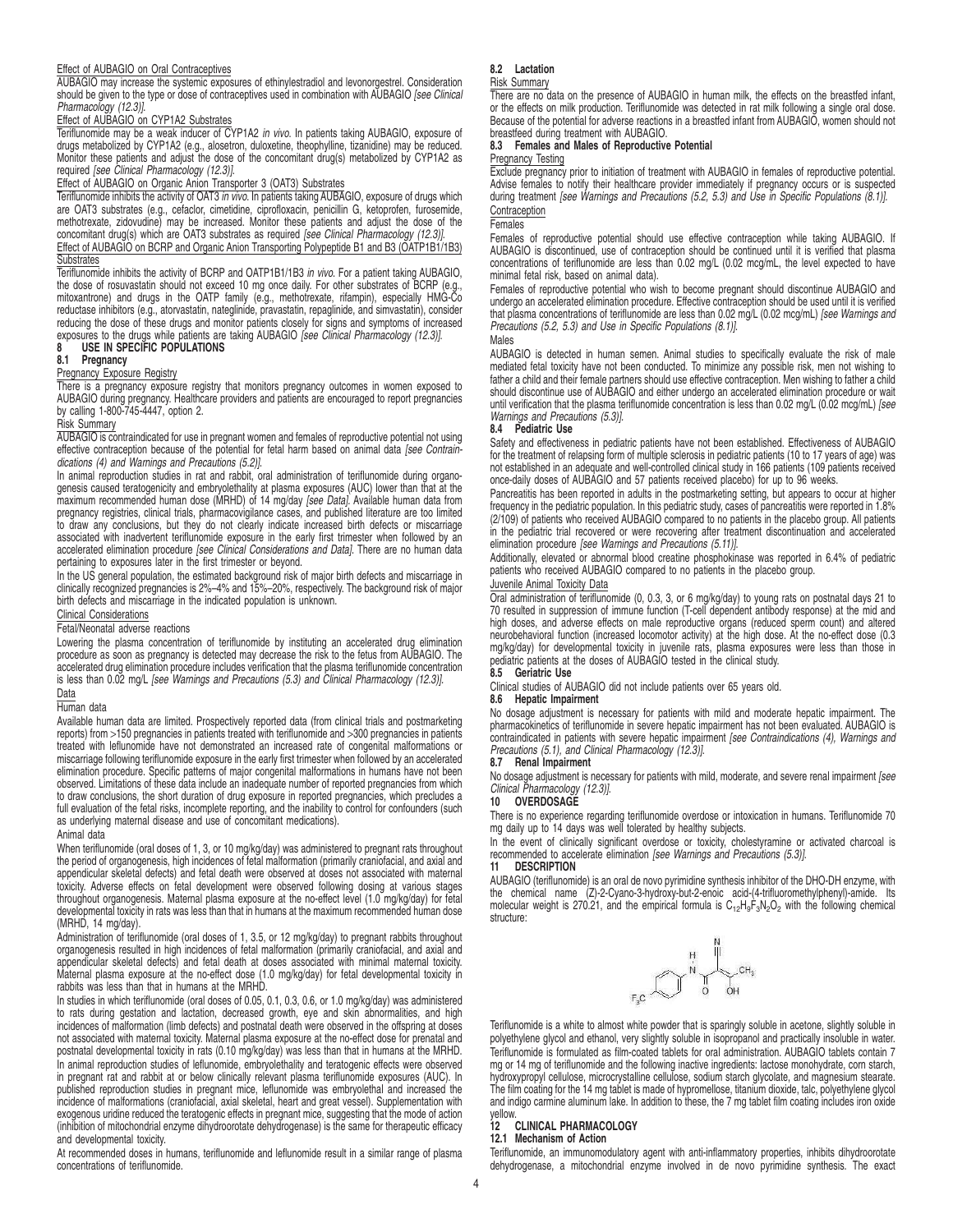Effect of AUBAGIO on Oral Contraceptives

AUBAGIO may increase the systemic exposures of ethinylestradiol and levonorgestrel. Consideration should be given to the type or dose of contraceptives used in combination with AUBAGIO *[see Clinical Pharmacology (12.3)]*.

Effect of AUBAGIO on CYP1A2 Substrates

Teriflunomide may be a weak inducer of CYP1A2 *in vivo*. In patients taking AUBAGIO, exposure of drugs metabolized by CYP1A2 (e.g., alosetron, duloxetine, theophylline, tizanidine) may be reduced. Monitor these patients and adjust the dose of the concomitant drug(s) metabolized by CYP1A2 as required *[see Clinical Pharmacology (12.3)]*.

Effect of AUBAGIO on Organic Anion Transporter 3 (OAT3) Substrates

Teriflunomide inhibits the activity of OAT3 *in vivo*. In patients taking AUBAGIO, exposure of drugs which are OAT3 substrates (e.g., cefaclor, cimetidine, ciprofloxacin, penicillin G, ketoprofen, furosemide, methotrexate, zidovudine) may be increased. Monitor these patients and adjust the dose of the concomitant drug(s) which are OAT3 substrates as required *[see Clinical Pharmacology (12.3)]*.

Effect of AUBAGIO on BCRP and Organic Anion Transporting Polypeptide B1 and B3 (OATP1B1/1B3) Substrates

Teriflunomide inhibits the activity of BCRP and OATP1B1/1B3 *in vivo*. For a patient taking AUBAGIO, the dose of rosuvastatin should not exceed 10 mg once daily. For other substrates of BCRP (e.g., mitoxantrone) and drugs in the OATP family (e.g., methotrexate, rifampin), especially HMG-Co reductase inhibitors (e.g., atorvastatin, nateglinide, pravastatin, repaglinide, and simvastatin), consider reducing the dose of these drugs and monitor patients closely for signs and symptoms of increased exposures to the drugs while patients are taking AUBAGIO *[see Clinical Pharmacology (12.3)]*.

# 8 USE IN SPECIFIC POPULATIONS

## 8.1 Pregnancy

Pregnancy Exposure Registry

There is a pregnancy exposure registry that monitors pregnancy outcomes in women exposed to AUBAGIO during pregnancy. Healthcare providers and patients are encouraged to report pregnancies by calling 1-800-745-4447, option 2.

Risk Summary

AUBAGIO is contraindicated for use in pregnant women and females of reproductive potential not using effective contraception because of the potential for fetal harm based on animal data *[see Contraindications (4) and Warnings and Precautions (5.2)]*.

In animal reproduction studies in rat and rabbit, oral administration of teriflunomide during organogenesis caused teratogenicity and embryolethality at plasma exposures (AUC) lower than that at the maximum recommended human dose (MRHD) of 14 mg/day *[see Data]*. Available human data from pregnancy registries, clinical trials, pharmacovigilance cases, and published literature are too limited to draw any conclusions, but they do not clearly indicate increased birth defects or miscarriage associated with inadvertent teriflunomide exposure in the early first trimester when followed by an accelerated elimination procedure *[see Clinical Considerations and Data]*. There are no human data pertaining to exposures later in the first trimester or beyond.

In the US general population, the estimated background risk of major birth defects and miscarriage in clinically recognized pregnancies is 2%–4% and 15%–20%, respectively. The background risk of major birth defects and miscarriage in the indicated population is unknown.

Clinical Considerations

Fetal/Neonatal adverse reactions

Lowering the plasma concentration of teriflunomide by instituting an accelerated drug elimination procedure as soon as pregnancy is detected may decrease the risk to the fetus from AUBAGIO. The accelerated drug elimination procedure includes verification that the plasma teriflunomide concentration is less than 0.02 mg/L *[see Warnings and Precautions (5.3) and Clinical Pharmacology (12.3)]*.

Data

Human data

Available human data are limited. Prospectively reported data (from clinical trials and postmarketing reports) from >150 pregnancies in patients treated with teriflunomide and >300 pregnancies in patients treated with leflunomide have not demonstrated an increased rate of congenital malformations or miscarriage following teriflunomide exposure in the early first trimester when followed by an accelerated elimination procedure. Specific patterns of major congenital malformations in humans have not been observed. Limitations of these data include an inadequate number of reported pregnancies from which to draw conclusions, the short duration of drug exposure in reported pregnancies, which precludes a full evaluation of the fetal risks, incomplete reporting, and the inability to control for confounders (such as underlying maternal disease and use of concomitant medications).

Animal data

When teriflunomide (oral doses of 1, 3, or 10 mg/kg/day) was administered to pregnant rats throughout the period of organogenesis, high incidences of fetal malformation (primarily craniofacial, and axial and appendicular skeletal defects) and fetal death were observed at doses not associated with maternal toxicity. Adverse effects on fetal development were observed following dosing at various stages throughout organogenesis. Maternal plasma exposure at the no-effect level (1.0 mg/kg/day) for fetal developmental toxicity in rats was less than that in humans at the maximum recommended human dose (MRHD, 14 mg/day).

Administration of teriflunomide (oral doses of 1, 3.5, or 12 mg/kg/day) to pregnant rabbits throughout organogenesis resulted in high incidences of fetal malformation (primarily craniofacial, and axial and appendicular skeletal defects) and fetal death at doses associated with minimal maternal toxicity. Maternal plasma exposure at the no-effect dose (1.0 mg/kg/day) for fetal developmental toxicity in rabbits was less than that in humans at the MRHD.

In studies in which teriflunomide (oral doses of 0.05, 0.1, 0.3, 0.6, or 1.0 mg/kg/day) was administered to rats during gestation and lactation, decreased growth, eye and skin abnormalities, and high incidences of malformation (limb defects) and postnatal death were observed in the offspring at doses not associated with maternal toxicity. Maternal plasma exposure at the no-effect dose for prenatal and postnatal developmental toxicity in rats (0.10 mg/kg/day) was less than that in humans at the MRHD.

In animal reproduction studies of leflunomide, embryolethality and teratogenic effects were observed in pregnant rat and rabbit at or below clinically relevant plasma teriflunomide exposures (AUC). In published reproduction studies in pregnant mice, leflunomide was embryolethal and increased the incidence of malformations (craniofacial, axial skeletal, heart and great vessel). Supplementation with exogenous uridine reduced the teratogenic effects in pregnant mice, suggesting that the mode of action (inhibition of mitochondrial enzyme dihydroorotate dehydrogenase) is the same for therapeutic efficacy and developmental toxicity.

At recommended doses in humans, teriflunomide and leflunomide result in a similar range of plasma concentrations of teriflunomide.

## 8.2 Lactation

Risk Summary

There are no data on the presence of AUBAGIO in human milk, the effects on the breastfed infant, or the effects on milk production. Teriflunomide was detected in rat milk following a single oral dose. Because of the potential for adverse reactions in a breastfed infant from AUBAGIO, women should not breastfeed during treatment with AUBAGIO.

## 8.3 Females and Males of Reproductive Potential

Pregnancy Testing

Exclude pregnancy prior to initiation of treatment with AUBAGIO in females of reproductive potential. Advise females to notify their healthcare provider immediately if pregnancy occurs or is suspected during treatment *[see Warnings and Precautions (5.2, 5.3) and Use in Specific Populations (8.1)]*.

Contraception

Females

Females of reproductive potential should use effective contraception while taking AUBAGIO. If AUBAGIO is discontinued, use of contraception should be continued until it is verified that plasma concentrations of teriflunomide are less than 0.02 mg/L (0.02 mcg/mL, the level expected to have minimal fetal risk, based on animal data).

Females of reproductive potential who wish to become pregnant should discontinue AUBAGIO and undergo an accelerated elimination procedure. Effective contraception should be used until it is verified that plasma concentrations of teriflunomide are less than 0.02 mg/L (0.02 mcg/mL) *[see Warnings and Precautions (5.2, 5.3) and Use in Specific Populations (8.1)]*.

Males

AUBAGIO is detected in human semen. Animal studies to specifically evaluate the risk of male mediated fetal toxicity have not been conducted. To minimize any possible risk, men not wishing to father a child and their female partners should use effective contraception. Men wishing to father a child should discontinue use of AUBAGIO and either undergo an accelerated elimination procedure or wait until verification that the plasma teriflunomide concentration is less than 0.02 mg/L (0.02 mcg/mL) *[see Warnings and Precautions (5.3)]*.

## 8.4 Pediatric Use

Safety and effectiveness in pediatric patients have not been established. Effectiveness of AUBAGIO for the treatment of relapsing form of multiple sclerosis in pediatric patients (10 to 17 years of age) was not established in an adequate and well-controlled clinical study in 166 patients (109 patients received once-daily doses of AUBAGIO and 57 patients received placebo) for up to 96 weeks.

Pancreatitis has been reported in adults in the postmarketing setting, but appears to occur at higher frequency in the pediatric population. In this pediatric study, cases of pancreatitis were reported in 1.8% (2/109) of patients who received AUBAGIO compared to no patients in the placebo group. All patients in the pediatric trial recovered or were recovering after treatment discontinuation and accelerated elimination procedure *[see Warnings and Precautions (5.11)]*.

Additionally, elevated or abnormal blood creatine phosphokinase was reported in 6.4% of pediatric patients who received AUBAGIO compared to no patients in the placebo group.

Juvenile Animal Toxicity Data

Oral administration of teriflunomide (0, 0.3, 3, or 6 mg/kg/day) to young rats on postnatal days 21 to 70 resulted in suppression of immune function (T-cell dependent antibody response) at the mid and high doses, and adverse effects on male reproductive organs (reduced sperm count) and altered neurobehavioral function (increased locomotor activity) at the high dose. At the no-effect dose (0.3 mg/kg/day) for developmental toxicity in juvenile rats, plasma exposures were less than those in pediatric patients at the doses of AUBAGIO tested in the clinical study.

## 8.5 Geriatric Use

Clinical studies of AUBAGIO did not include patients over 65 years old.

## 8.6 Hepatic Impairment

No dosage adjustment is necessary for patients with mild and moderate hepatic impairment. The pharmacokinetics of teriflunomide in severe hepatic impairment has not been evaluated. AUBAGIO is contraindicated in patients with severe hepatic impairment *[see Contraindications (4), Warnings and Precautions (5.1), and Clinical Pharmacology (12.3)]*.

## 8.7 Renal Impairment

No dosage adjustment is necessary for patients with mild, moderate, and severe renal impairment *[see Clinical Pharmacology (12.3)]*.

# 10 OVERDOSAGE

There is no experience regarding teriflunomide overdose or intoxication in humans. Teriflunomide 70 mg daily up to 14 days was well tolerated by healthy subjects.

In the event of clinically significant overdose or toxicity, cholestyramine or activated charcoal is recommended to accelerate elimination *[see Warnings and Precautions (5.3)]*.

# 11 DESCRIPTION

AUBAGIO (teriflunomide) is an oral de novo pyrimidine synthesis inhibitor of the DHO-DH enzyme, with the chemical name (Z)-2-Cyano-3-hydroxy-but-2-enoic acid-(4-trifluoromethylphenyl)-amide. Its molecular weight is 270.21, and the empirical formula is $C_{12}H_9F_3N_2O_2$ with the following chemical structure:

Teriflunomide is a white to almost white powder that is sparingly soluble in acetone, slightly soluble in polyethylene glycol and ethanol, very slightly soluble in isopropanol and practically insoluble in water. Teriflunomide is formulated as film-coated tablets for oral administration. AUBAGIO tablets contain 7 mg or 14 mg of teriflunomide and the following inactive ingredients: lactose monohydrate, corn starch, hydroxypropyl cellulose, microcrystalline cellulose, sodium starch glycolate, and magnesium stearate. The film coating for the 14 mg tablet is made of hypromellose, titanium dioxide, talc, polyethylene glycol and indigo carmine aluminum lake. In addition to these, the 7 mg tablet film coating includes iron oxide yellow.

# 12 CLINICAL PHARMACOLOGY

## 12.1 Mechanism of Action

Teriflunomide, an immunomodulatory agent with anti-inflammatory properties, inhibits dihydroorotate dehydrogenase, a mitochondrial enzyme involved in de novo pyrimidine synthesis. The exact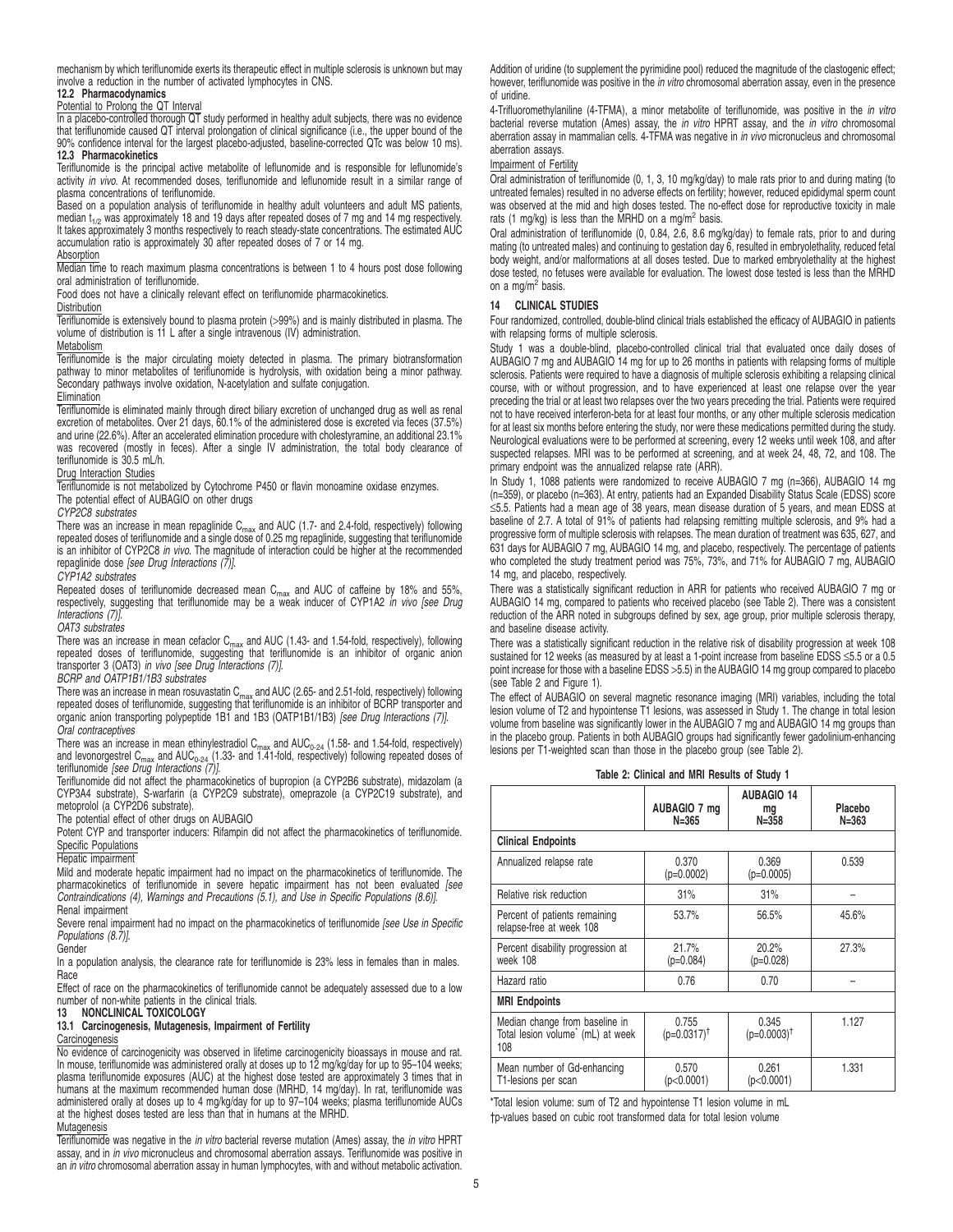mechanism by which teriflunomide exerts its therapeutic effect in multiple sclerosis is unknown but may involve a reduction in the number of activated lymphocytes in CNS.

### 12.2 Pharmacodynamics

Potential to Prolong the QT Interval

In a placebo-controlled thorough QT study performed in healthy adult subjects, there was no evidence that teriflunomide caused QT interval prolongation of clinical significance (i.e., the upper bound of the 90% confidence interval for the largest placebo-adjusted, baseline-corrected QTc was below 10 ms).

### 12.3 Pharmacokinetics

Teriflunomide is the principal active metabolite of leflunomide and is responsible for leflunomide's activity *in vivo*. At recommended doses, teriflunomide and leflunomide result in a similar range of plasma concentrations of teriflunomide.

Based on a population analysis of teriflunomide in healthy adult volunteers and adult MS patients, median $t_{1/2}$ was approximately 18 and 19 days after repeated doses of 7 mg and 14 mg respectively. It takes approximately 3 months respectively to reach steady-state concentrations. The estimated AUC accumulation ratio is approximately 30 after repeated doses of 7 or 14 mg.

Absorption

Median time to reach maximum plasma concentrations is between 1 to 4 hours post dose following oral administration of teriflunomide.

Food does not have a clinically relevant effect on teriflunomide pharmacokinetics.

Distribution

Teriflunomide is extensively bound to plasma protein (>99%) and is mainly distributed in plasma. The volume of distribution is 11 L after a single intravenous (IV) administration.

Metabolism

Teriflunomide is the major circulating moiety detected in plasma. The primary biotransformation pathway to minor metabolites of teriflunomide is hydrolysis, with oxidation being a minor pathway. Secondary pathways involve oxidation, N-acetylation and sulfate conjugation.

Elimination

Teriflunomide is eliminated mainly through direct biliary excretion of unchanged drug as well as renal excretion of metabolites. Over 21 days, 60.1% of the administered dose is excreted via feces (37.5%) and urine (22.6%). After an accelerated elimination procedure with cholestyramine, an additional 23.1% was recovered (mostly in feces). After a single IV administration, the total body clearance of teriflunomide is 30.5 mL/h.

Drug Interaction Studies

Teriflunomide is not metabolized by Cytochrome P450 or flavin monoamine oxidase enzymes.

The potential effect of AUBAGIO on other drugs

*CYP2C8 substrates*

There was an increase in mean repaglinide $C_{max}$ and AUC (1.7- and 2.4-fold, respectively) following repeated doses of teriflunomide and a single dose of 0.25 mg repaglinide, suggesting that teriflunomide is an inhibitor of CYP2C8 *in vivo*. The magnitude of interaction could be higher at the recommended repaglinide dose *[see Drug Interactions (7)]*.

*CYP1A2 substrates*

Repeated doses of teriflunomide decreased mean $C_{max}$ and AUC of caffeine by 18% and 55%, respectively, suggesting that teriflunomide may be a weak inducer of CYP1A2 *in vivo [see Drug Interactions (7)]*.

*OAT3 substrates*

There was an increase in mean cefaclor $C_{max}$ and AUC (1.43- and 1.54-fold, respectively), following repeated doses of teriflunomide, suggesting that teriflunomide is an inhibitor of organic anion transporter 3 (OAT3) *in vivo [see Drug Interactions (7)]*.

*BCRP and OATP1B1/1B3 substrates*

There was an increase in mean rosuvastatin $C_{max}$ and AUC (2.65- and 2.51-fold, respectively) following repeated doses of teriflunomide, suggesting that teriflunomide is an inhibitor of BCRP transporter and organic anion transporting polypeptide 1B1 and 1B3 (OATP1B1/1B3) *[see Drug Interactions (7)]*.

*Oral contraceptives*

There was an increase in mean ethinylestradiol $C_{max}$ and $AUC_{0-24}$ (1.58- and 1.54-fold, respectively) and levonorgestrel $C_{max}$ and $AUC_{0-24}$ (1.33- and 1.41-fold, respectively) following repeated doses of teriflunomide *[see Drug Interactions (7)]*.

Teriflunomide did not affect the pharmacokinetics of bupropion (a CYP2B6 substrate), midazolam (a CYP3A4 substrate), S-warfarin (a CYP2C9 substrate), omeprazole (a CYP2C19 substrate), and metoprolol (a CYP2D6 substrate).

The potential effect of other drugs on AUBAGIO

Potent CYP and transporter inducers: Rifampin did not affect the pharmacokinetics of teriflunomide.

Specific Populations

Hepatic impairment

Mild and moderate hepatic impairment had no impact on the pharmacokinetics of teriflunomide. The pharmacokinetics of teriflunomide in severe hepatic impairment has not been evaluated *[see Contraindications (4), Warnings and Precautions (5.1), and Use in Specific Populations (8.6)]*.

Renal impairment

Severe renal impairment had no impact on the pharmacokinetics of teriflunomide *[see Use in Specific Populations (8.7)]*.

Gender

In a population analysis, the clearance rate for teriflunomide is 23% less in females than in males.

Race

Effect of race on the pharmacokinetics of teriflunomide cannot be adequately assessed due to a low number of non-white patients in the clinical trials.

## 13 NONCLINICAL TOXICOLOGY

### 13.1 Carcinogenesis, Mutagenesis, Impairment of Fertility

Carcinogenesis

No evidence of carcinogenicity was observed in lifetime carcinogenicity bioassays in mouse and rat. In mouse, teriflunomide was administered orally at doses up to 12 mg/kg/day for up to 95–104 weeks; plasma teriflunomide exposures (AUC) at the highest dose tested are approximately 3 times that in humans at the maximum recommended human dose (MRHD, 14 mg/day). In rat, teriflunomide was administered orally at doses up to 4 mg/kg/day for up to 97–104 weeks; plasma teriflunomide AUCs at the highest doses tested are less than that in humans at the MRHD.

Mutagenesis

Teriflunomide was negative in the *in vitro* bacterial reverse mutation (Ames) assay, the *in vitro* HPRT assay, and in *in vivo* micronucleus and chromosomal aberration assays. Teriflunomide was positive in an *in vitro* chromosomal aberration assay in human lymphocytes, with and without metabolic activation. Addition of uridine (to supplement the pyrimidine pool) reduced the magnitude of the clastogenic effect; however, teriflunomide was positive in the *in vitro* chromosomal aberration assay, even in the presence of uridine.

4-Trifluoromethylaniline (4-TFMA), a minor metabolite of teriflunomide, was positive in the *in vitro* bacterial reverse mutation (Ames) assay, the *in vitro* HPRT assay, and the *in vitro* chromosomal aberration assay in mammalian cells. 4-TFMA was negative in *in vivo* micronucleus and chromosomal aberration assays.

Impairment of Fertility

Oral administration of teriflunomide (0, 1, 3, 10 mg/kg/day) to male rats prior to and during mating (to untreated females) resulted in no adverse effects on fertility; however, reduced epididymal sperm count was observed at the mid and high doses tested. The no-effect dose for reproductive toxicity in male rats (1 mg/kg) is less than the MRHD on a mg/m² basis.

Oral administration of teriflunomide (0, 0.84, 2.6, 8.6 mg/kg/day) to female rats, prior to and during mating (to untreated males) and continuing to gestation day 6, resulted in embryolethality, reduced fetal body weight, and/or malformations at all doses tested. Due to marked embryolethality at the highest dose tested, no fetuses were available for evaluation. The lowest dose tested is less than the MRHD on a mg/m² basis.

## 14 CLINICAL STUDIES

Four randomized, controlled, double-blind clinical trials established the efficacy of AUBAGIO in patients with relapsing forms of multiple sclerosis.

Study 1 was a double-blind, placebo-controlled clinical trial that evaluated once daily doses of AUBAGIO 7 mg and AUBAGIO 14 mg for up to 26 months in patients with relapsing forms of multiple sclerosis. Patients were required to have a diagnosis of multiple sclerosis exhibiting a relapsing clinical course, with or without progression, and to have experienced at least one relapse over the year preceding the trial or at least two relapses over the two years preceding the trial. Patients were required not to have received interferon-beta for at least four months, or any other multiple sclerosis medication for at least six months before entering the study, nor were these medications permitted during the study. Neurological evaluations were to be performed at screening, every 12 weeks until week 108, and after suspected relapses. MRI was to be performed at screening, and at week 24, 48, 72, and 108. The primary endpoint was the annualized relapse rate (ARR).

In Study 1, 1088 patients were randomized to receive AUBAGIO 7 mg (n=366), AUBAGIO 14 mg (n=359), or placebo (n=363). At entry, patients had an Expanded Disability Status Scale (EDSS) score ≤5.5. Patients had a mean age of 38 years, mean disease duration of 5 years, and mean EDSS at baseline of 2.7. A total of 91% of patients had relapsing remitting multiple sclerosis, and 9% had a progressive form of multiple sclerosis with relapses. The mean duration of treatment was 635, 627, and 631 days for AUBAGIO 7 mg, AUBAGIO 14 mg, and placebo, respectively. The percentage of patients who completed the study treatment period was 75%, 73%, and 71% for AUBAGIO 7 mg, AUBAGIO 14 mg, and placebo, respectively.

There was a statistically significant reduction in ARR for patients who received AUBAGIO 7 mg or AUBAGIO 14 mg, compared to patients who received placebo (see Table 2). There was a consistent reduction of the ARR noted in subgroups defined by sex, age group, prior multiple sclerosis therapy, and baseline disease activity.

There was a statistically significant reduction in the relative risk of disability progression at week 108 sustained for 12 weeks (as measured by at least a 1-point increase from baseline EDSS ≤5.5 or a 0.5 point increase for those with a baseline EDSS >5.5) in the AUBAGIO 14 mg group compared to placebo (see Table 2 and Figure 1).

The effect of AUBAGIO on several magnetic resonance imaging (MRI) variables, including the total lesion volume of T2 and hypointense T1 lesions, was assessed in Study 1. The change in total lesion volume from baseline was significantly lower in the AUBAGIO 7 mg and AUBAGIO 14 mg groups than in the placebo group. Patients in both AUBAGIO groups had significantly fewer gadolinium-enhancing lesions per T1-weighted scan than those in the placebo group (see Table 2).

**Table 2: Clinical and MRI Results of Study 1**

| | AUBAGIO 7 mg N=365 | AUBAGIO 14 mg N=358 | Placebo N=363 |
|---|---|---|---|
| **Clinical Endpoints** | | | |
| Annualized relapse rate | 0.370 (p=0.0002) | 0.369 (p=0.0005) | 0.539 |
| Relative risk reduction | 31% | 31% | – |
| Percent of patients remaining relapse-free at week 108 | 53.7% | 56.5% | 45.6% |
| Percent disability progression at week 108 | 21.7% (p=0.084) | 20.2% (p=0.028) | 27.3% |
| Hazard ratio | 0.76 | 0.70 | – |
| **MRI Endpoints** | | | |
| Median change from baseline in Total lesion volume* (mL) at week 108 | 0.755 (p=0.0317)† | 0.345 (p=0.0003)† | 1.127 |
| Mean number of Gd-enhancing T1-lesions per scan | 0.570 (p<0.0001) | 0.261 (p<0.0001) | 1.331 |

*Total lesion volume: sum of T2 and hypointense T1 lesion volume in mL

†p-values based on cubic root transformed data for total lesion volume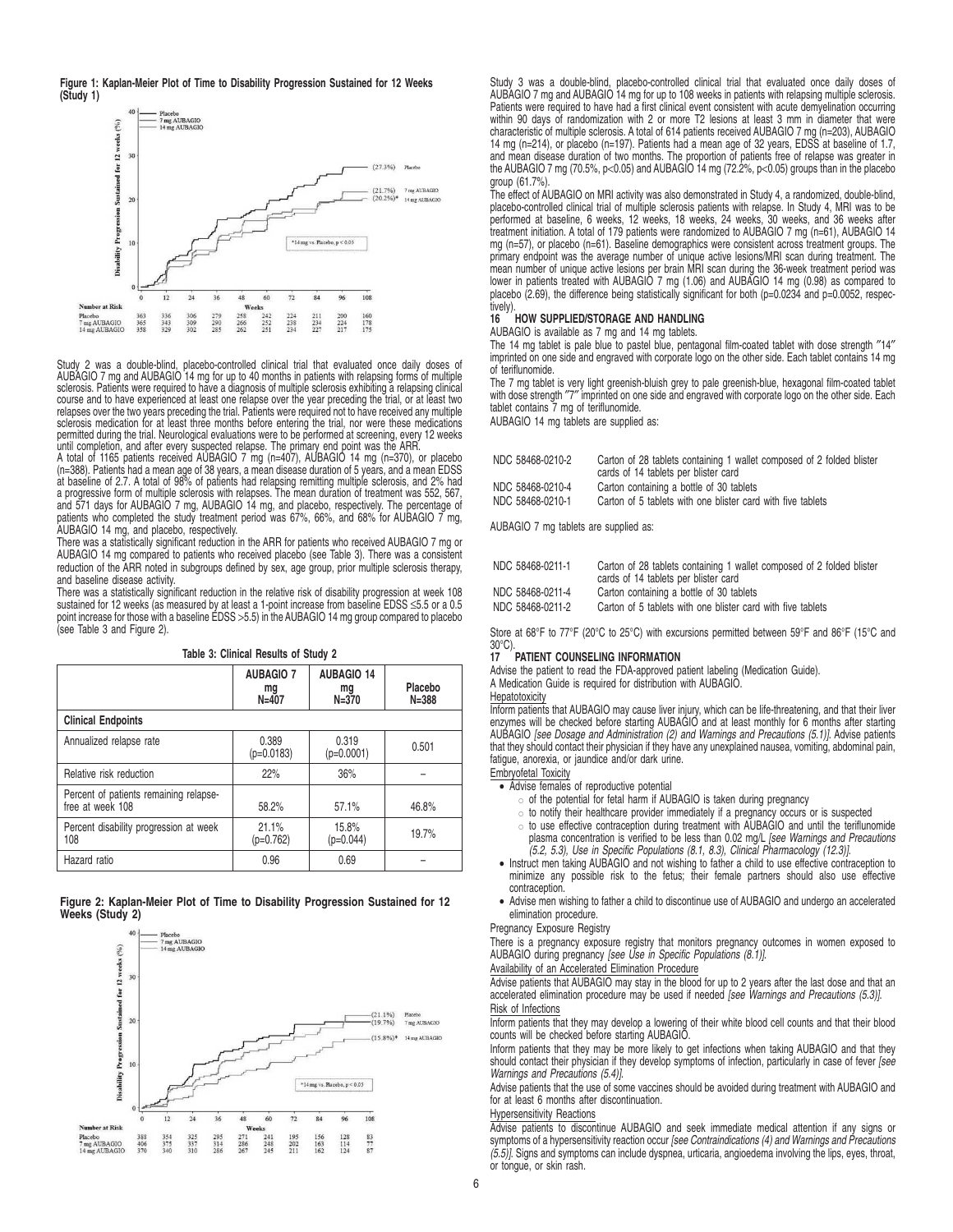**Figure 1: Kaplan-Meier Plot of Time to Disability Progression Sustained for 12 Weeks (Study 1)**

Study 2 was a double-blind, placebo-controlled clinical trial that evaluated once daily doses of AUBAGIO 7 mg and AUBAGIO 14 mg for up to 40 months in patients with relapsing forms of multiple sclerosis. Patients were required to have a diagnosis of multiple sclerosis exhibiting a relapsing clinical course and to have experienced at least one relapse over the year preceding the trial, or at least two relapses over the two years preceding the trial. Patients were required not to have received any multiple sclerosis medication for at least three months before entering the trial, nor were these medications permitted during the trial. Neurological evaluations were to be performed at screening, every 12 weeks until completion, and after every suspected relapse. The primary end point was the ARR.

A total of 1165 patients received AUBAGIO 7 mg (n=407), AUBAGIO 14 mg (n=370), or placebo (n=388). Patients had a mean age of 38 years, a mean disease duration of 5 years, and a mean EDSS at baseline of 2.7. A total of 98% of patients had relapsing remitting multiple sclerosis, and 2% had a progressive form of multiple sclerosis with relapses. The mean duration of treatment was 552, 567, and 571 days for AUBAGIO 7 mg, AUBAGIO 14 mg, and placebo, respectively. The percentage of patients who completed the study treatment period was 67%, 66%, and 68% for AUBAGIO 7 mg, AUBAGIO 14 mg, and placebo, respectively.

There was a statistically significant reduction in the ARR for patients who received AUBAGIO 7 mg or AUBAGIO 14 mg compared to patients who received placebo (see Table 3). There was a consistent reduction of the ARR noted in subgroups defined by sex, age group, prior multiple sclerosis therapy, and baseline disease activity.

There was a statistically significant reduction in the relative risk of disability progression at week 108 sustained for 12 weeks (as measured by at least a 1-point increase from baseline EDSS ≤5.5 or a 0.5 point increase for those with a baseline EDSS >5.5) in the AUBAGIO 14 mg group compared to placebo (see Table 3 and Figure 2).

**Table 3: Clinical Results of Study 2**

| | AUBAGIO 7 mg N=407 | AUBAGIO 14 mg N=370 | Placebo N=388 |
|---|---|---|---|
| **Clinical Endpoints** | | | |
| Annualized relapse rate | 0.389 (p=0.0183) | 0.319 (p=0.0001) | 0.501 |
| Relative risk reduction | 22% | 36% | – |
| Percent of patients remaining relapse-free at week 108 | 58.2% | 57.1% | 46.8% |
| Percent disability progression at week 108 | 21.1% (p=0.762) | 15.8% (p=0.044) | 19.7% |
| Hazard ratio | 0.96 | 0.69 | – |

**Figure 2: Kaplan-Meier Plot of Time to Disability Progression Sustained for 12 Weeks (Study 2)**

Study 3 was a double-blind, placebo-controlled clinical trial that evaluated once daily doses of AUBAGIO 7 mg and AUBAGIO 14 mg for up to 108 weeks in patients with relapsing multiple sclerosis. Patients were required to have had a first clinical event consistent with acute demyelination occurring within 90 days of randomization with 2 or more T2 lesions at least 3 mm in diameter that were characteristic of multiple sclerosis. A total of 614 patients received AUBAGIO 7 mg (n=203), AUBAGIO 14 mg (n=214), or placebo (n=197). Patients had a mean age of 32 years, EDSS at baseline of 1.7, and mean disease duration of two months. The proportion of patients free of relapse was greater in the AUBAGIO 7 mg (70.5%, p<0.05) and AUBAGIO 14 mg (72.2%, p<0.05) groups than in the placebo group (61.7%).

The effect of AUBAGIO on MRI activity was also demonstrated in Study 4, a randomized, double-blind, placebo-controlled clinical trial of multiple sclerosis patients with relapse. In Study 4, MRI was to be performed at baseline, 6 weeks, 12 weeks, 18 weeks, 24 weeks, 30 weeks, and 36 weeks after treatment initiation. A total of 179 patients were randomized to AUBAGIO 7 mg (n=61), AUBAGIO 14 mg (n=57), or placebo (n=61). Baseline demographics were consistent across treatment groups. The primary endpoint was the average number of unique active lesions/MRI scan during treatment. The mean number of unique active lesions per brain MRI scan during the 36-week treatment period was lower in patients treated with AUBAGIO 7 mg (1.06) and AUBAGIO 14 mg (0.98) as compared to placebo (2.69), the difference being statistically significant for both (p=0.0234 and p=0.0052, respectively).

## 16 HOW SUPPLIED/STORAGE AND HANDLING

AUBAGIO is available as 7 mg and 14 mg tablets.

The 14 mg tablet is pale blue to pastel blue, pentagonal film-coated tablet with dose strength "14" imprinted on one side and engraved with corporate logo on the other side. Each tablet contains 14 mg of teriflunomide.

The 7 mg tablet is very light greenish-bluish grey to pale greenish-blue, hexagonal film-coated tablet with dose strength "7" imprinted on one side and engraved with corporate logo on the other side. Each tablet contains 7 mg of teriflunomide.

AUBAGIO 14 mg tablets are supplied as:

| | |
|---|---|
| NDC 58468-0210-2 | Carton of 28 tablets containing 1 wallet composed of 2 folded blister cards of 14 tablets per blister card |
| NDC 58468-0210-4 | Carton containing a bottle of 30 tablets |
| NDC 58468-0210-1 | Carton of 5 tablets with one blister card with five tablets |

AUBAGIO 7 mg tablets are supplied as:

| | |
|---|---|
| NDC 58468-0211-1 | Carton of 28 tablets containing 1 wallet composed of 2 folded blister cards of 14 tablets per blister card |
| NDC 58468-0211-4 | Carton containing a bottle of 30 tablets |
| NDC 58468-0211-2 | Carton of 5 tablets with one blister card with five tablets |

Store at 68°F to 77°F (20°C to 25°C) with excursions permitted between 59°F and 86°F (15°C and 30°C).

## 17 PATIENT COUNSELING INFORMATION

Advise the patient to read the FDA-approved patient labeling (Medication Guide).

A Medication Guide is required for distribution with AUBAGIO.

Hepatotoxicity

Inform patients that AUBAGIO may cause liver injury, which can be life-threatening, and that their liver enzymes will be checked before starting AUBAGIO and at least monthly for 6 months after starting AUBAGIO *[see Dosage and Administration (2) and Warnings and Precautions (5.1)]*. Advise patients that they should contact their physician if they have any unexplained nausea, vomiting, abdominal pain, fatigue, anorexia, or jaundice and/or dark urine.

Embryofetal Toxicity

- Advise females of reproductive potential
  - of the potential for fetal harm if AUBAGIO is taken during pregnancy
  - to notify their healthcare provider immediately if a pregnancy occurs or is suspected
  - to use effective contraception during treatment with AUBAGIO and until the teriflunomide plasma concentration is verified to be less than 0.02 mg/L *[see Warnings and Precautions (5.2, 5.3), Use in Specific Populations (8.1, 8.3), Clinical Pharmacology (12.3)]*.
- Instruct men taking AUBAGIO and not wishing to father a child to use effective contraception to minimize any possible risk to the fetus; their female partners should also use effective contraception.
- Advise men wishing to father a child to discontinue use of AUBAGIO and undergo an accelerated elimination procedure.

Pregnancy Exposure Registry

There is a pregnancy exposure registry that monitors pregnancy outcomes in women exposed to AUBAGIO during pregnancy *[see Use in Specific Populations (8.1)]*.

Availability of an Accelerated Elimination Procedure

Advise patients that AUBAGIO may stay in the blood for up to 2 years after the last dose and that an accelerated elimination procedure may be used if needed *[see Warnings and Precautions (5.3)]*.

Risk of Infections

Inform patients that they may develop a lowering of their white blood cell counts and that their blood counts will be checked before starting AUBAGIO.

Inform patients that they may be more likely to get infections when taking AUBAGIO and that they should contact their physician if they develop symptoms of infection, particularly in case of fever *[see Warnings and Precautions (5.4)]*.

Advise patients that the use of some vaccines should be avoided during treatment with AUBAGIO and for at least 6 months after discontinuation.

Hypersensitivity Reactions

Advise patients to discontinue AUBAGIO and seek immediate medical attention if any signs or symptoms of a hypersensitivity reaction occur *[see Contraindications (4) and Warnings and Precautions (5.5)]*. Signs and symptoms can include dyspnea, urticaria, angioedema involving the lips, eyes, throat, or tongue, or skin rash.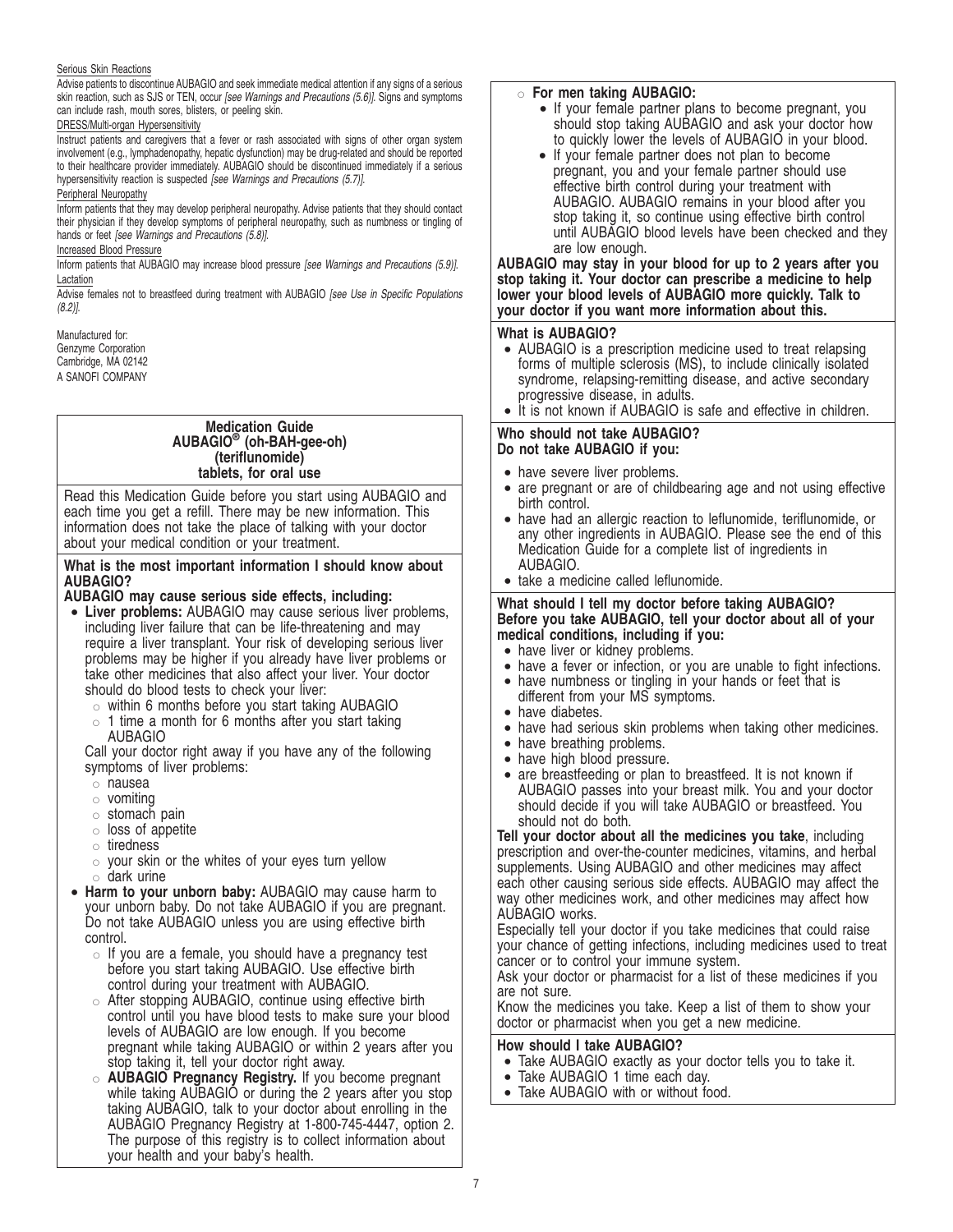Serious Skin Reactions

Advise patients to discontinue AUBAGIO and seek immediate medical attention if any signs of a serious skin reaction, such as SJS or TEN, occur *[see Warnings and Precautions (5.6)]*. Signs and symptoms can include rash, mouth sores, blisters, or peeling skin.

DRESS/Multi-organ Hypersensitivity

Instruct patients and caregivers that a fever or rash associated with signs of other organ system involvement (e.g., lymphadenopathy, hepatic dysfunction) may be drug-related and should be reported to their healthcare provider immediately. AUBAGIO should be discontinued immediately if a serious hypersensitivity reaction is suspected *[see Warnings and Precautions (5.7)]*.

Peripheral Neuropathy

Inform patients that they may develop peripheral neuropathy. Advise patients that they should contact their physician if they develop symptoms of peripheral neuropathy, such as numbness or tingling of hands or feet *[see Warnings and Precautions (5.8)]*.

Increased Blood Pressure

Inform patients that AUBAGIO may increase blood pressure *[see Warnings and Precautions (5.9)]*.

Lactation

Advise females not to breastfeed during treatment with AUBAGIO *[see Use in Specific Populations (8.2)]*.

Manufactured for:
Genzyme Corporation
Cambridge, MA 02142
A SANOFI COMPANY

## Medication Guide
## AUBAGIO® (oh-BAH-gee-oh)
## (teriflunomide)
## tablets, for oral use

Read this Medication Guide before you start using AUBAGIO and each time you get a refill. There may be new information. This information does not take the place of talking with your doctor about your medical condition or your treatment.

**What is the most important information I should know about AUBAGIO?**

**AUBAGIO may cause serious side effects, including:**

- **Liver problems:** AUBAGIO may cause serious liver problems, including liver failure that can be life-threatening and may require a liver transplant. Your risk of developing serious liver problems may be higher if you already have liver problems or take other medicines that also affect your liver. Your doctor should do blood tests to check your liver:
  - within 6 months before you start taking AUBAGIO
  - 1 time a month for 6 months after you start taking AUBAGIO

  Call your doctor right away if you have any of the following symptoms of liver problems:
  - nausea
  - vomiting
  - stomach pain
  - loss of appetite
  - tiredness
  - your skin or the whites of your eyes turn yellow
  - dark urine
- **Harm to your unborn baby:** AUBAGIO may cause harm to your unborn baby. Do not take AUBAGIO if you are pregnant. Do not take AUBAGIO unless you are using effective birth control.
  - If you are a female, you should have a pregnancy test before you start taking AUBAGIO. Use effective birth control during your treatment with AUBAGIO.
  - After stopping AUBAGIO, continue using effective birth control until you have blood tests to make sure your blood levels of AUBAGIO are low enough. If you become pregnant while taking AUBAGIO or within 2 years after you stop taking it, tell your doctor right away.
  - **AUBAGIO Pregnancy Registry.** If you become pregnant while taking AUBAGIO or during the 2 years after you stop taking AUBAGIO, talk to your doctor about enrolling in the AUBAGIO Pregnancy Registry at 1-800-745-4447, option 2. The purpose of this registry is to collect information about your health and your baby's health.
  - **For men taking AUBAGIO:**
    - If your female partner plans to become pregnant, you should stop taking AUBAGIO and ask your doctor how to quickly lower the levels of AUBAGIO in your blood.
    - If your female partner does not plan to become pregnant, you and your female partner should use effective birth control during your treatment with AUBAGIO. AUBAGIO remains in your blood after you stop taking it, so continue using effective birth control until AUBAGIO blood levels have been checked and they are low enough.

**AUBAGIO may stay in your blood for up to 2 years after you stop taking it. Your doctor can prescribe a medicine to help lower your blood levels of AUBAGIO more quickly. Talk to your doctor if you want more information about this.**

**What is AUBAGIO?**

- AUBAGIO is a prescription medicine used to treat relapsing forms of multiple sclerosis (MS), to include clinically isolated syndrome, relapsing-remitting disease, and active secondary progressive disease, in adults.
- It is not known if AUBAGIO is safe and effective in children.

**Who should not take AUBAGIO?**
**Do not take AUBAGIO if you:**

- have severe liver problems.
- are pregnant or are of childbearing age and not using effective birth control.
- have had an allergic reaction to leflunomide, teriflunomide, or any other ingredients in AUBAGIO. Please see the end of this Medication Guide for a complete list of ingredients in AUBAGIO.
- take a medicine called leflunomide.

**What should I tell my doctor before taking AUBAGIO?**
**Before you take AUBAGIO, tell your doctor about all of your medical conditions, including if you:**

- have liver or kidney problems.
- have a fever or infection, or you are unable to fight infections.
- have numbness or tingling in your hands or feet that is different from your MS symptoms.
- have diabetes.
- have had serious skin problems when taking other medicines.
- have breathing problems.
- have high blood pressure.
- are breastfeeding or plan to breastfeed. It is not known if AUBAGIO passes into your breast milk. You and your doctor should decide if you will take AUBAGIO or breastfeed. You should not do both.

**Tell your doctor about all the medicines you take**, including prescription and over-the-counter medicines, vitamins, and herbal supplements. Using AUBAGIO and other medicines may affect each other causing serious side effects. AUBAGIO may affect the way other medicines work, and other medicines may affect how AUBAGIO works.

Especially tell your doctor if you take medicines that could raise your chance of getting infections, including medicines used to treat cancer or to control your immune system.

Ask your doctor or pharmacist for a list of these medicines if you are not sure.

Know the medicines you take. Keep a list of them to show your doctor or pharmacist when you get a new medicine.

**How should I take AUBAGIO?**

- Take AUBAGIO exactly as your doctor tells you to take it.
- Take AUBAGIO 1 time each day.
- Take AUBAGIO with or without food.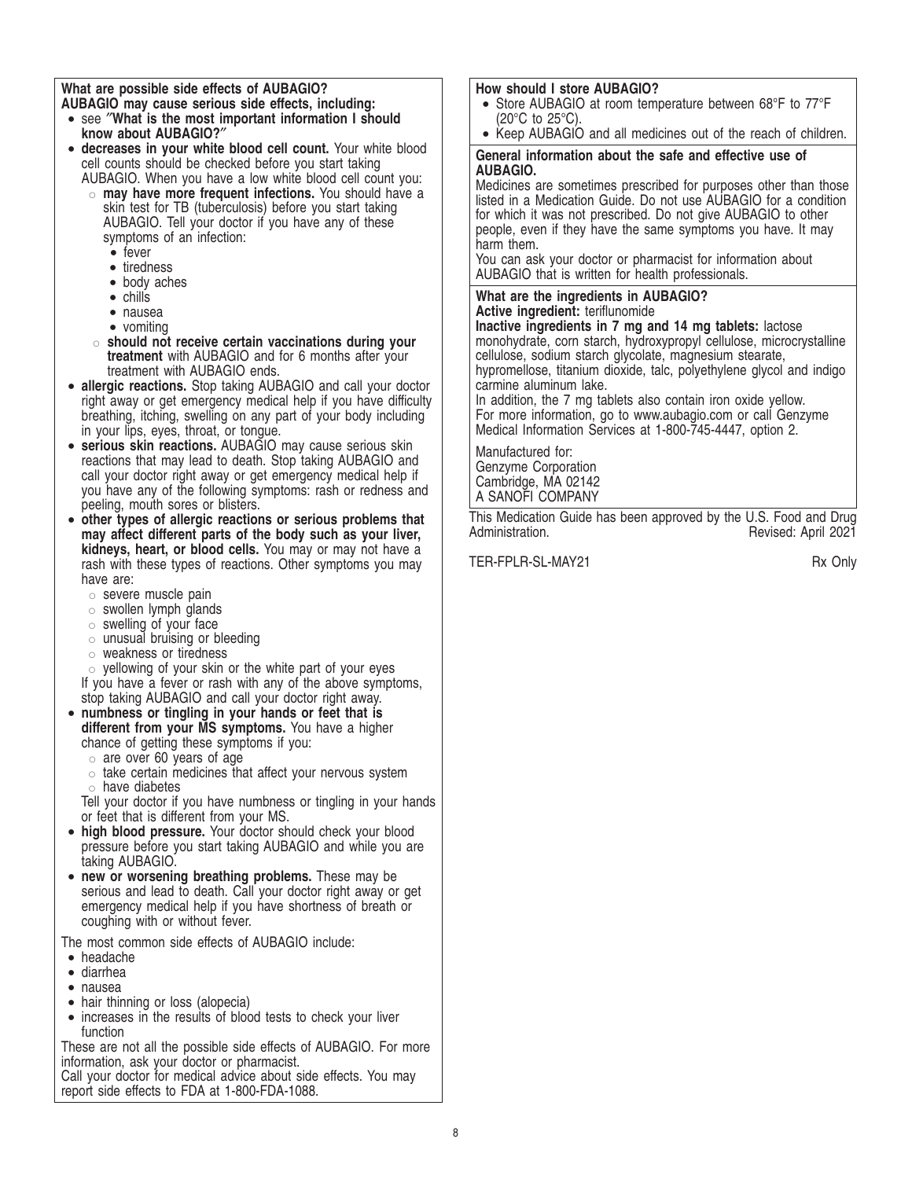**What are possible side effects of AUBAGIO?**

**AUBAGIO may cause serious side effects, including:**

- see *"***What is the most important information I should know about AUBAGIO?***"*
- **decreases in your white blood cell count.** Your white blood cell counts should be checked before you start taking AUBAGIO. When you have a low white blood cell count you:
  - **may have more frequent infections.** You should have a skin test for TB (tuberculosis) before you start taking AUBAGIO. Tell your doctor if you have any of these symptoms of an infection:
    - fever
    - tiredness
    - body aches
    - chills
    - nausea
    - vomiting
  - **should not receive certain vaccinations during your treatment** with AUBAGIO and for 6 months after your treatment with AUBAGIO ends.
- **allergic reactions.** Stop taking AUBAGIO and call your doctor right away or get emergency medical help if you have difficulty breathing, itching, swelling on any part of your body including in your lips, eyes, throat, or tongue.
- **serious skin reactions.** AUBAGIO may cause serious skin reactions that may lead to death. Stop taking AUBAGIO and call your doctor right away or get emergency medical help if you have any of the following symptoms: rash or redness and peeling, mouth sores or blisters.
- **other types of allergic reactions or serious problems that may affect different parts of the body such as your liver, kidneys, heart, or blood cells.** You may or may not have a rash with these types of reactions. Other symptoms you may have are:
  - severe muscle pain
  - swollen lymph glands
  - swelling of your face
  - unusual bruising or bleeding
  - weakness or tiredness
  - yellowing of your skin or the white part of your eyes

  If you have a fever or rash with any of the above symptoms, stop taking AUBAGIO and call your doctor right away.
- **numbness or tingling in your hands or feet that is different from your MS symptoms.** You have a higher chance of getting these symptoms if you:
  - are over 60 years of age
  - take certain medicines that affect your nervous system
  - have diabetes

  Tell your doctor if you have numbness or tingling in your hands or feet that is different from your MS.
- **high blood pressure.** Your doctor should check your blood pressure before you start taking AUBAGIO and while you are taking AUBAGIO.
- **new or worsening breathing problems.** These may be serious and lead to death. Call your doctor right away or get emergency medical help if you have shortness of breath or coughing with or without fever.

The most common side effects of AUBAGIO include:

- headache
- diarrhea
- nausea
- hair thinning or loss (alopecia)
- increases in the results of blood tests to check your liver function

These are not all the possible side effects of AUBAGIO. For more information, ask your doctor or pharmacist.

Call your doctor for medical advice about side effects. You may report side effects to FDA at 1-800-FDA-1088.

**How should I store AUBAGIO?**

- Store AUBAGIO at room temperature between 68°F to 77°F (20°C to 25°C).
- Keep AUBAGIO and all medicines out of the reach of children.

**General information about the safe and effective use of AUBAGIO.**

Medicines are sometimes prescribed for purposes other than those listed in a Medication Guide. Do not use AUBAGIO for a condition for which it was not prescribed. Do not give AUBAGIO to other people, even if they have the same symptoms you have. It may harm them.

You can ask your doctor or pharmacist for information about AUBAGIO that is written for health professionals.

**What are the ingredients in AUBAGIO?**

**Active ingredient:** teriflunomide

**Inactive ingredients in 7 mg and 14 mg tablets:** lactose monohydrate, corn starch, hydroxypropyl cellulose, microcrystalline cellulose, sodium starch glycolate, magnesium stearate, hypromellose, titanium dioxide, talc, polyethylene glycol and indigo carmine aluminum lake.

In addition, the 7 mg tablets also contain iron oxide yellow.

For more information, go to www.aubagio.com or call Genzyme Medical Information Services at 1-800-745-4447, option 2.

Manufactured for:
Genzyme Corporation
Cambridge, MA 02142
A SANOFI COMPANY

This Medication Guide has been approved by the U.S. Food and Drug Administration. Revised: April 2021

TER-FPLR-SL-MAY21 Rx Only